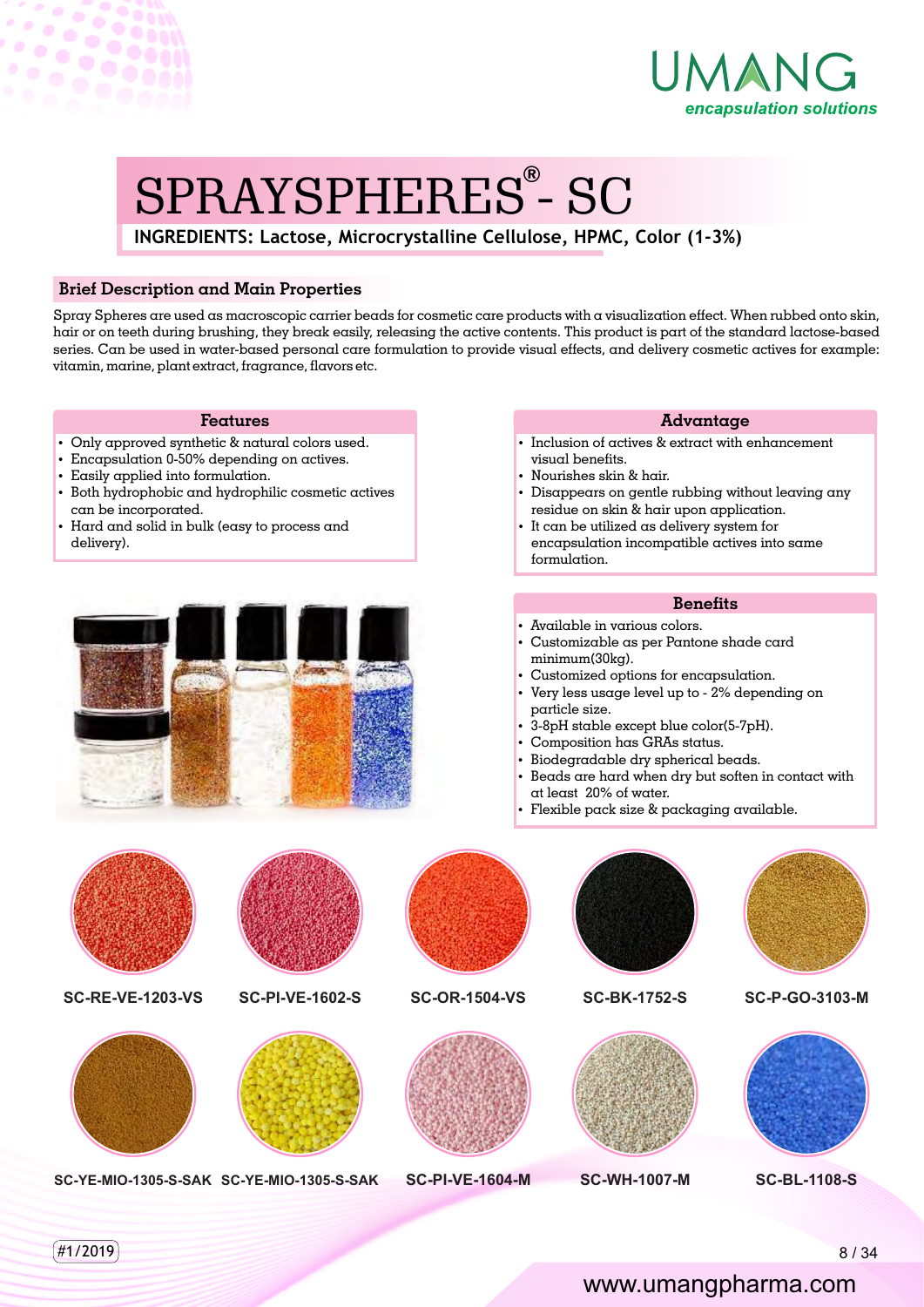UMANG
*encapsulation solutions*

# SPRAYSPHERES® - SC

**INGREDIENTS: Lactose, Microcrystalline Cellulose, HPMC, Color (1-3%)**

## Brief Description and Main Properties

Spray Spheres are used as macroscopic carrier beads for cosmetic care products with a visualization effect. When rubbed onto skin, hair or on teeth during brushing, they break easily, releasing the active contents. This product is part of the standard lactose-based series. Can be used in water-based personal care formulation to provide visual effects, and delivery cosmetic actives for example: vitamin, marine, plant extract, fragrance, flavors etc.

### Features

- Only approved synthetic & natural colors used.
- Encapsulation 0-50% depending on actives.
- Easily applied into formulation.
- Both hydrophobic and hydrophilic cosmetic actives can be incorporated.
- Hard and solid in bulk (easy to process and delivery).

### Advantage

- Inclusion of actives & extract with enhancement visual benefits.
- Nourishes skin & hair.
- Disappears on gentle rubbing without leaving any residue on skin & hair upon application.
- It can be utilized as delivery system for encapsulation incompatible actives into same formulation.

### Benefits

- Available in various colors.
- Customizable as per Pantone shade card minimum(30kg).
- Customized options for encapsulation.
- Very less usage level up to - 2% depending on particle size.
- 3-8pH stable except blue color(5-7pH).
- Composition has GRAs status.
- Biodegradable dry spherical beads.
- Beads are hard when dry but soften in contact with at least 20% of water.
- Flexible pack size & packaging available.

SC-RE-VE-1203-VS

SC-PI-VE-1602-S

SC-OR-1504-VS

SC-BK-1752-S

SC-P-GO-3103-M

SC-YE-MIO-1305-S-SAK

SC-YE-MIO-1305-S-SAK

SC-PI-VE-1604-M

SC-WH-1007-M

SC-BL-1108-S

#1/2019

www.umangpharma.com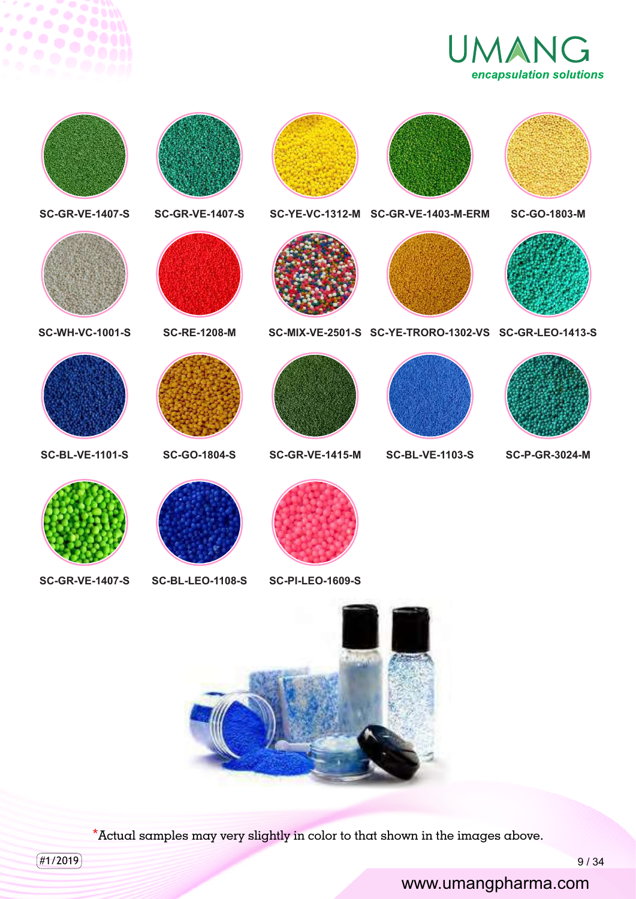SC-GR-VE-1407-S

SC-GR-VE-1407-S

SC-YE-VC-1312-M

SC-GR-VE-1403-M-ERM

SC-GO-1803-M

SC-WH-VC-1001-S

SC-RE-1208-M

SC-MIX-VE-2501-S

SC-YE-TRORO-1302-VS

SC-GR-LEO-1413-S

SC-BL-VE-1101-S

SC-GO-1804-S

SC-GR-VE-1415-M

SC-BL-VE-1103-S

SC-P-GR-3024-M

SC-GR-VE-1407-S

SC-BL-LEO-1108-S

SC-PI-LEO-1609-S

*Actual samples may very slightly in color to that shown in the images above.